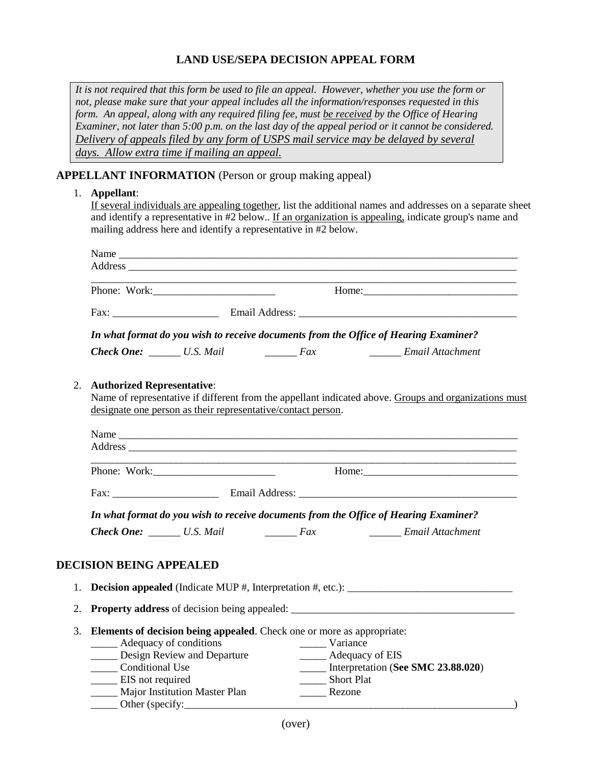# LAND USE/SEPA DECISION APPEAL FORM

> *It is not required that this form be used to file an appeal. However, whether you use the form or not, please make sure that your appeal includes all the information/responses requested in this form. An appeal, along with any required filing fee, must <u>be received</u> by the Office of Hearing Examiner, not later than 5:00 p.m. on the last day of the appeal period or it cannot be considered.* *<u>Delivery of appeals filed by any form of USPS mail service may be delayed by several days. Allow extra time if mailing an appeal.</u>*

## APPELLANT INFORMATION (Person or group making appeal)

1. **Appellant**:
   <u>If several individuals are appealing together</u>, list the additional names and addresses on a separate sheet and identify a representative in #2 below.. <u>If an organization is appealing,</u> indicate group's name and mailing address here and identify a representative in #2 below.

   Name ________________________________________________________________________________
   Address ______________________________________________________________________________
   ______________________________________________________________________________________
   Phone: Work:_______________________ Home:_____________________________
   Fax: ____________________ Email Address: __________________________________________

   ***In what format do you wish to receive documents from the Office of Hearing Examiner?***

   ***Check One:*** ______ *U.S. Mail* ______ *Fax* ______ *Email Attachment*

2. **Authorized Representative**:
   Name of representative if different from the appellant indicated above. <u>Groups and organizations must designate one person as their representative/contact person</u>.

   Name ________________________________________________________________________________
   Address ______________________________________________________________________________
   ______________________________________________________________________________________
   Phone: Work:_______________________ Home:_____________________________
   Fax: ____________________ Email Address: __________________________________________

   ***In what format do you wish to receive documents from the Office of Hearing Examiner?***

   ***Check One:*** ______ *U.S. Mail* ______ *Fax* ______ *Email Attachment*

## DECISION BEING APPEALED

1. **Decision appealed** (Indicate MUP #, Interpretation #, etc.): _______________________________
2. **Property address** of decision being appealed: ____________________________________________
3. **Elements of decision being appealed**. Check one or more as appropriate:

   _____ Adequacy of conditions
   _____ Design Review and Departure
   _____ Conditional Use
   _____ EIS not required
   _____ Major Institution Master Plan
   _____ Variance
   _____ Adequacy of EIS
   _____ Interpretation (**See SMC 23.88.020**)
   _____ Short Plat
   _____ Rezone
   _____ Other (specify:___________________________________________________________________)

(over)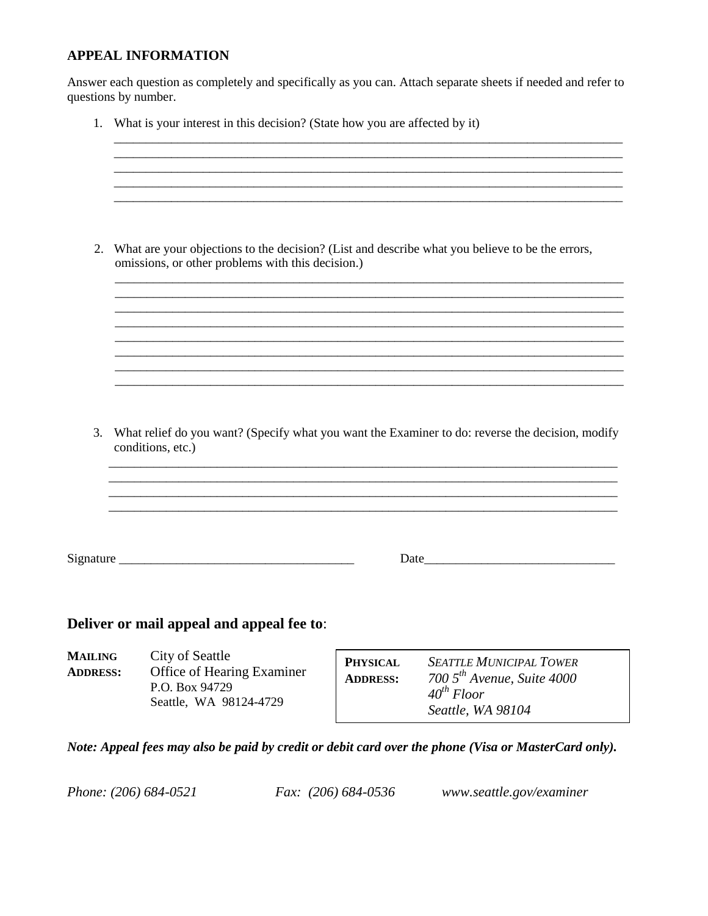## APPEAL INFORMATION

Answer each question as completely and specifically as you can. Attach separate sheets if needed and refer to questions by number.

1. What is your interest in this decision? (State how you are affected by it)

   ________________________________________________________________________________
   ________________________________________________________________________________
   ________________________________________________________________________________
   ________________________________________________________________________________
   ________________________________________________________________________________

2. What are your objections to the decision? (List and describe what you believe to be the errors, omissions, or other problems with this decision.)

   ________________________________________________________________________________
   ________________________________________________________________________________
   ________________________________________________________________________________
   ________________________________________________________________________________
   ________________________________________________________________________________
   ________________________________________________________________________________
   ________________________________________________________________________________
   ________________________________________________________________________________

3. What relief do you want? (Specify what you want the Examiner to do: reverse the decision, modify conditions, etc.)

   ________________________________________________________________________________
   ________________________________________________________________________________
   ________________________________________________________________________________
   ________________________________________________________________________________

Signature _____________________________________ Date______________________________

### Deliver or mail appeal and appeal fee to:

**MAILING ADDRESS:**
City of Seattle
Office of Hearing Examiner
P.O. Box 94729
Seattle, WA 98124-4729

**PHYSICAL ADDRESS:**
*SEATTLE MUNICIPAL TOWER*
*700 5th Avenue, Suite 4000*
*40th Floor*
*Seattle, WA 98104*

***Note: Appeal fees may also be paid by credit or debit card over the phone (Visa or MasterCard only).***

*Phone: (206) 684-0521* *Fax: (206) 684-0536* *www.seattle.gov/examiner*